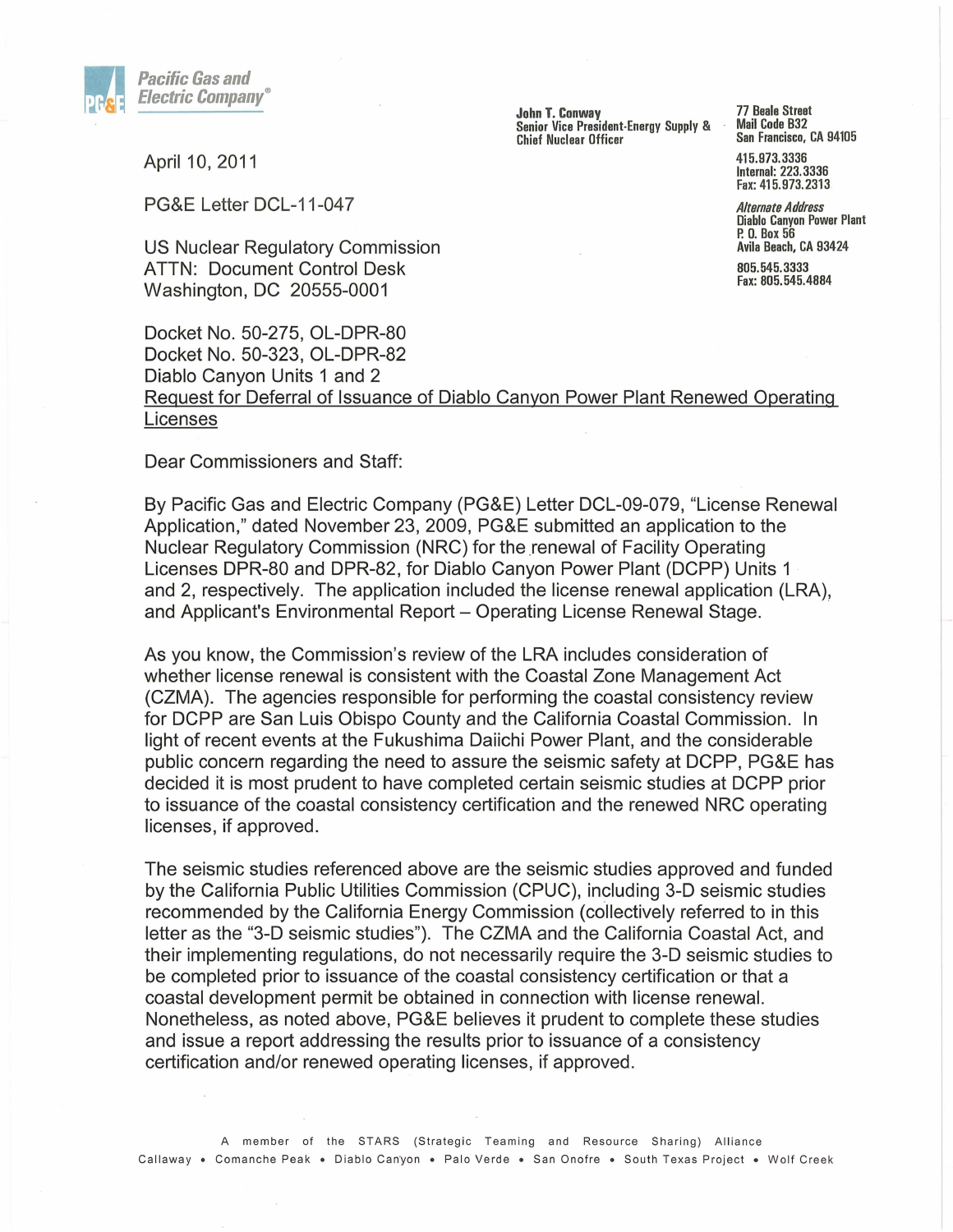**Pacific Gas and Electric Company**®

**John T. Conway**
**Senior Vice President-Energy Supply & Chief Nuclear Officer**

**77 Beale Street**
**Mail Code B32**
**San Francisco, CA 94105**

**415.973.3336**
**Internal: 223.3336**
**Fax: 415.973.2313**

*Alternate Address*
**Diablo Canyon Power Plant**
**P. O. Box 56**
**Avila Beach, CA 93424**

**805.545.3333**
**Fax: 805.545.4884**

April 10, 2011

PG&E Letter DCL-11-047

US Nuclear Regulatory Commission
ATTN: Document Control Desk
Washington, DC 20555-0001

Docket No. 50-275, OL-DPR-80
Docket No. 50-323, OL-DPR-82
Diablo Canyon Units 1 and 2
Request for Deferral of Issuance of Diablo Canyon Power Plant Renewed Operating Licenses

Dear Commissioners and Staff:

By Pacific Gas and Electric Company (PG&E) Letter DCL-09-079, "License Renewal Application," dated November 23, 2009, PG&E submitted an application to the Nuclear Regulatory Commission (NRC) for the renewal of Facility Operating Licenses DPR-80 and DPR-82, for Diablo Canyon Power Plant (DCPP) Units 1 and 2, respectively. The application included the license renewal application (LRA), and Applicant's Environmental Report – Operating License Renewal Stage.

As you know, the Commission's review of the LRA includes consideration of whether license renewal is consistent with the Coastal Zone Management Act (CZMA). The agencies responsible for performing the coastal consistency review for DCPP are San Luis Obispo County and the California Coastal Commission. In light of recent events at the Fukushima Daiichi Power Plant, and the considerable public concern regarding the need to assure the seismic safety at DCPP, PG&E has decided it is most prudent to have completed certain seismic studies at DCPP prior to issuance of the coastal consistency certification and the renewed NRC operating licenses, if approved.

The seismic studies referenced above are the seismic studies approved and funded by the California Public Utilities Commission (CPUC), including 3-D seismic studies recommended by the California Energy Commission (collectively referred to in this letter as the "3-D seismic studies"). The CZMA and the California Coastal Act, and their implementing regulations, do not necessarily require the 3-D seismic studies to be completed prior to issuance of the coastal consistency certification or that a coastal development permit be obtained in connection with license renewal. Nonetheless, as noted above, PG&E believes it prudent to complete these studies and issue a report addressing the results prior to issuance of a consistency certification and/or renewed operating licenses, if approved.

A member of the STARS (Strategic Teaming and Resource Sharing) Alliance
Callaway • Comanche Peak • Diablo Canyon • Palo Verde • San Onofre • South Texas Project • Wolf Creek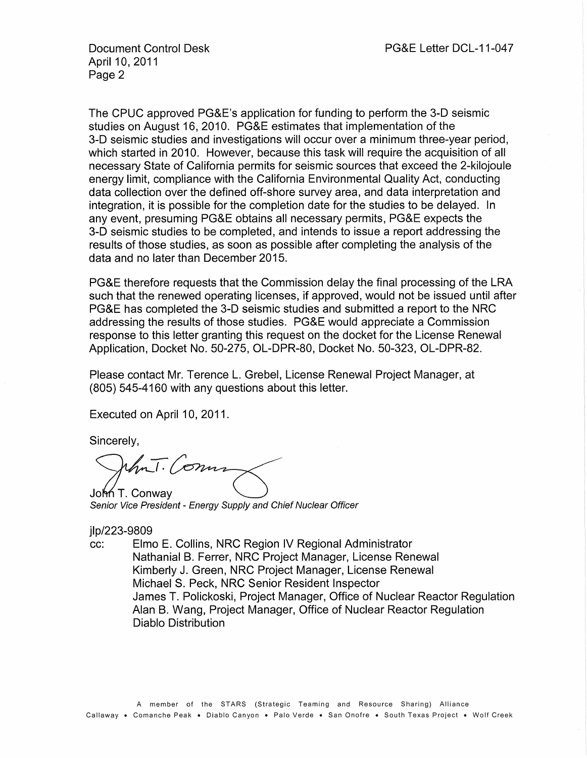The CPUC approved PG&E's application for funding to perform the 3-D seismic studies on August 16, 2010. PG&E estimates that implementation of the 3-D seismic studies and investigations will occur over a minimum three-year period, which started in 2010. However, because this task will require the acquisition of all necessary State of California permits for seismic sources that exceed the 2-kilojoule energy limit, compliance with the California Environmental Quality Act, conducting data collection over the defined off-shore survey area, and data interpretation and integration, it is possible for the completion date for the studies to be delayed. In any event, presuming PG&E obtains all necessary permits, PG&E expects the 3-D seismic studies to be completed, and intends to issue a report addressing the results of those studies, as soon as possible after completing the analysis of the data and no later than December 2015.

PG&E therefore requests that the Commission delay the final processing of the LRA such that the renewed operating licenses, if approved, would not be issued until after PG&E has completed the 3-D seismic studies and submitted a report to the NRC addressing the results of those studies. PG&E would appreciate a Commission response to this letter granting this request on the docket for the License Renewal Application, Docket No. 50-275, OL-DPR-80, Docket No. 50-323, OL-DPR-82.

Please contact Mr. Terence L. Grebel, License Renewal Project Manager, at (805) 545-4160 with any questions about this letter.

Executed on April 10, 2011.

Sincerely,

John T. Conway
*Senior Vice President - Energy Supply and Chief Nuclear Officer*

jlp/223-9809

cc: Elmo E. Collins, NRC Region IV Regional Administrator
Nathanial B. Ferrer, NRC Project Manager, License Renewal
Kimberly J. Green, NRC Project Manager, License Renewal
Michael S. Peck, NRC Senior Resident Inspector
James T. Polickoski, Project Manager, Office of Nuclear Reactor Regulation
Alan B. Wang, Project Manager, Office of Nuclear Reactor Regulation
Diablo Distribution

A member of the STARS (Strategic Teaming and Resource Sharing) Alliance
Callaway • Comanche Peak • Diablo Canyon • Palo Verde • San Onofre • South Texas Project • Wolf Creek